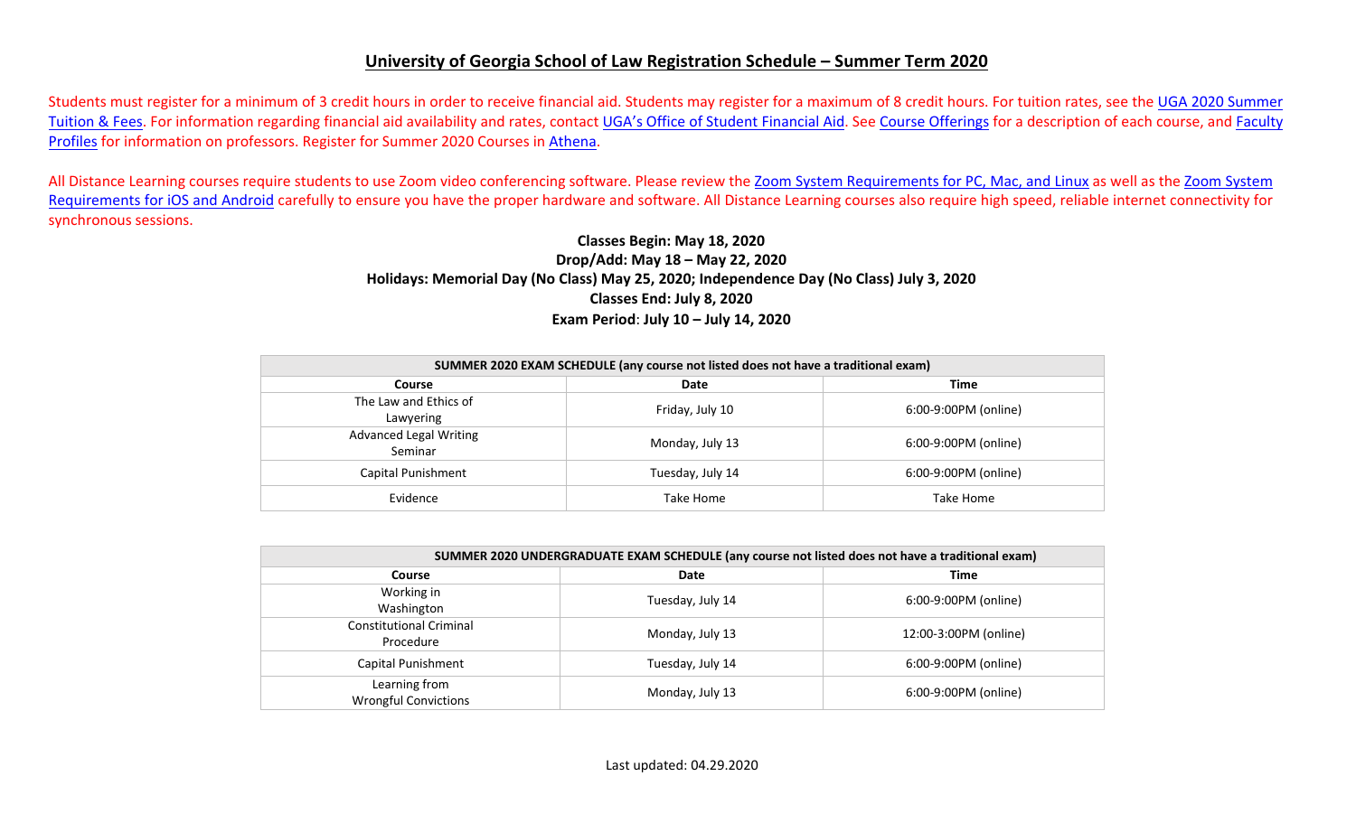# University of Georgia School of Law Registration Schedule – Summer Term 2020

Students must register for a minimum of 3 credit hours in order to receive financial aid. Students may register for a maximum of 8 credit hours. For tuition rates, see the UGA 2020 Summer Tuition & Fees. For information regarding financial aid availability and rates, contact UGA's Office of Student Financial Aid. See Course Offerings for a description of each course, and Faculty Profiles for information on professors. Register for Summer 2020 Courses in Athena.

All Distance Learning courses require students to use Zoom video conferencing software. Please review the Zoom System Requirements for PC, Mac, and Linux as well as the Zoom System Requirements for iOS and Android carefully to ensure you have the proper hardware and software. All Distance Learning courses also require high speed, reliable internet connectivity for synchronous sessions.

**Classes Begin: May 18, 2020**
**Drop/Add: May 18 – May 22, 2020**
**Holidays: Memorial Day (No Class) May 25, 2020; Independence Day (No Class) July 3, 2020**
**Classes End: July 8, 2020**
**Exam Period: July 10 – July 14, 2020**

| SUMMER 2020 EXAM SCHEDULE (any course not listed does not have a traditional exam) | | |
|---|---|---|
| **Course** | **Date** | **Time** |
| The Law and Ethics of Lawyering | Friday, July 10 | 6:00-9:00PM (online) |
| Advanced Legal Writing Seminar | Monday, July 13 | 6:00-9:00PM (online) |
| Capital Punishment | Tuesday, July 14 | 6:00-9:00PM (online) |
| Evidence | Take Home | Take Home |

| SUMMER 2020 UNDERGRADUATE EXAM SCHEDULE (any course not listed does not have a traditional exam) | | |
|---|---|---|
| **Course** | **Date** | **Time** |
| Working in Washington | Tuesday, July 14 | 6:00-9:00PM (online) |
| Constitutional Criminal Procedure | Monday, July 13 | 12:00-3:00PM (online) |
| Capital Punishment | Tuesday, July 14 | 6:00-9:00PM (online) |
| Learning from Wrongful Convictions | Monday, July 13 | 6:00-9:00PM (online) |

Last updated: 04.29.2020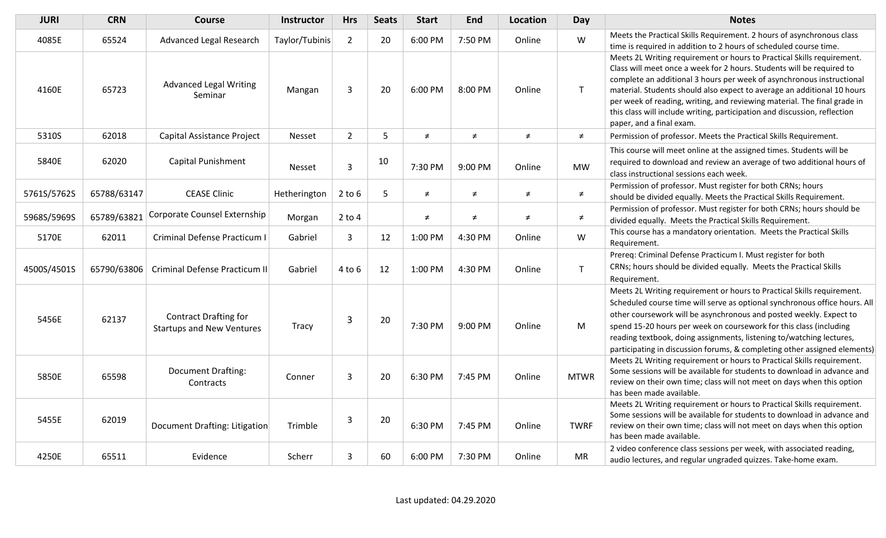| JURI | CRN | Course | Instructor | Hrs | Seats | Start | End | Location | Day | Notes |
|---|---|---|---|---|---|---|---|---|---|---|
| 4085E | 65524 | Advanced Legal Research | Taylor/Tubinis | 2 | 20 | 6:00 PM | 7:50 PM | Online | W | Meets the Practical Skills Requirement. 2 hours of asynchronous class time is required in addition to 2 hours of scheduled course time. |
| 4160E | 65723 | Advanced Legal Writing Seminar | Mangan | 3 | 20 | 6:00 PM | 8:00 PM | Online | T | Meets 2L Writing requirement or hours to Practical Skills requirement. Class will meet once a week for 2 hours. Students will be required to complete an additional 3 hours per week of asynchronous instructional material. Students should also expect to average an additional 10 hours per week of reading, writing, and reviewing material. The final grade in this class will include writing, participation and discussion, reflection paper, and a final exam. |
| 5310S | 62018 | Capital Assistance Project | Nesset | 2 | 5 | ≠ | ≠ | ≠ | ≠ | Permission of professor. Meets the Practical Skills Requirement. |
| 5840E | 62020 | Capital Punishment | Nesset | 3 | 10 | 7:30 PM | 9:00 PM | Online | MW | This course will meet online at the assigned times. Students will be required to download and review an average of two additional hours of class instructional sessions each week. |
| 5761S/5762S | 65788/63147 | CEASE Clinic | Hetherington | 2 to 6 | 5 | ≠ | ≠ | ≠ | ≠ | Permission of professor. Must register for both CRNs; hours should be divided equally. Meets the Practical Skills Requirement. |
| 5968S/5969S | 65789/63821 | Corporate Counsel Externship | Morgan | 2 to 4 | | ≠ | ≠ | ≠ | ≠ | Permission of professor. Must register for both CRNs; hours should be divided equally. Meets the Practical Skills Requirement. |
| 5170E | 62011 | Criminal Defense Practicum I | Gabriel | 3 | 12 | 1:00 PM | 4:30 PM | Online | W | This course has a mandatory orientation. Meets the Practical Skills Requirement. |
| 4500S/4501S | 65790/63806 | Criminal Defense Practicum II | Gabriel | 4 to 6 | 12 | 1:00 PM | 4:30 PM | Online | T | Prereq: Criminal Defense Practicum I. Must register for both CRNs; hours should be divided equally. Meets the Practical Skills Requirement. |
| 5456E | 62137 | Contract Drafting for Startups and New Ventures | Tracy | 3 | 20 | 7:30 PM | 9:00 PM | Online | M | Meets 2L Writing requirement or hours to Practical Skills requirement. Scheduled course time will serve as optional synchronous office hours. All other coursework will be asynchronous and posted weekly. Expect to spend 15-20 hours per week on coursework for this class (including reading textbook, doing assignments, listening to/watching lectures, participating in discussion forums, & completing other assigned elements) |
| 5850E | 65598 | Document Drafting: Contracts | Conner | 3 | 20 | 6:30 PM | 7:45 PM | Online | MTWR | Meets 2L Writing requirement or hours to Practical Skills requirement. Some sessions will be available for students to download in advance and review on their own time; class will not meet on days when this option has been made available. |
| 5455E | 62019 | Document Drafting: Litigation | Trimble | 3 | 20 | 6:30 PM | 7:45 PM | Online | TWRF | Meets 2L Writing requirement or hours to Practical Skills requirement. Some sessions will be available for students to download in advance and review on their own time; class will not meet on days when this option has been made available. |
| 4250E | 65511 | Evidence | Scherr | 3 | 60 | 6:00 PM | 7:30 PM | Online | MR | 2 video conference class sessions per week, with associated reading, audio lectures, and regular ungraded quizzes. Take-home exam. |

Last updated: 04.29.2020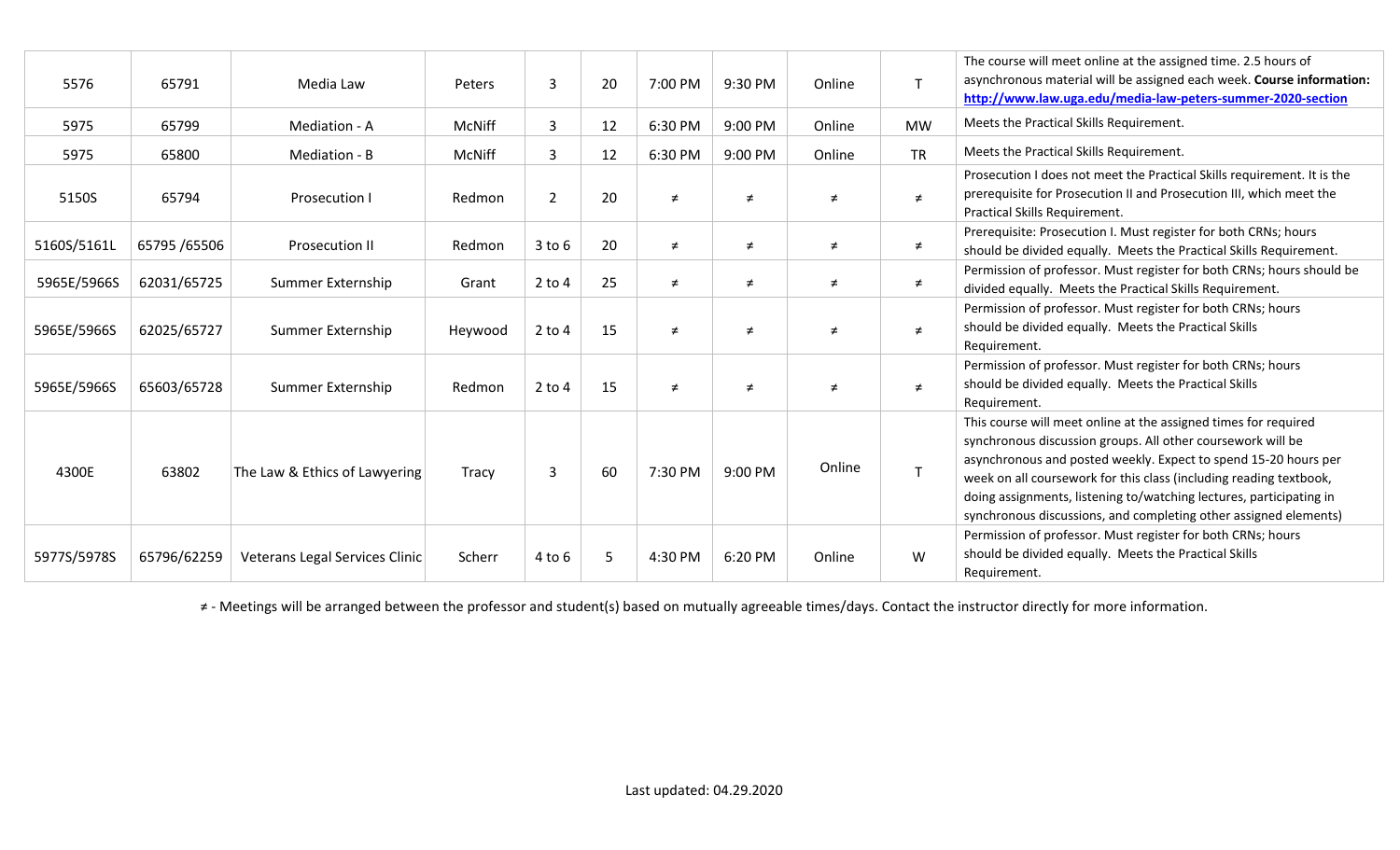| | | | | | | | | | | |
|---|---|---|---|---|---|---|---|---|---|---|
| 5576 | 65791 | Media Law | Peters | 3 | 20 | 7:00 PM | 9:30 PM | Online | T | The course will meet online at the assigned time. 2.5 hours of asynchronous material will be assigned each week. **Course information: http://www.law.uga.edu/media-law-peters-summer-2020-section** |
| 5975 | 65799 | Mediation - A | McNiff | 3 | 12 | 6:30 PM | 9:00 PM | Online | MW | Meets the Practical Skills Requirement. |
| 5975 | 65800 | Mediation - B | McNiff | 3 | 12 | 6:30 PM | 9:00 PM | Online | TR | Meets the Practical Skills Requirement. |
| 5150S | 65794 | Prosecution I | Redmon | 2 | 20 | ≠ | ≠ | ≠ | ≠ | Prosecution I does not meet the Practical Skills requirement. It is the prerequisite for Prosecution II and Prosecution III, which meet the Practical Skills Requirement. |
| 5160S/5161L | 65795 /65506 | Prosecution II | Redmon | 3 to 6 | 20 | ≠ | ≠ | ≠ | ≠ | Prerequisite: Prosecution I. Must register for both CRNs; hours should be divided equally. Meets the Practical Skills Requirement. |
| 5965E/5966S | 62031/65725 | Summer Externship | Grant | 2 to 4 | 25 | ≠ | ≠ | ≠ | ≠ | Permission of professor. Must register for both CRNs; hours should be divided equally. Meets the Practical Skills Requirement. |
| 5965E/5966S | 62025/65727 | Summer Externship | Heywood | 2 to 4 | 15 | ≠ | ≠ | ≠ | ≠ | Permission of professor. Must register for both CRNs; hours should be divided equally. Meets the Practical Skills Requirement. |
| 5965E/5966S | 65603/65728 | Summer Externship | Redmon | 2 to 4 | 15 | ≠ | ≠ | ≠ | ≠ | Permission of professor. Must register for both CRNs; hours should be divided equally. Meets the Practical Skills Requirement. |
| 4300E | 63802 | The Law & Ethics of Lawyering | Tracy | 3 | 60 | 7:30 PM | 9:00 PM | Online | T | This course will meet online at the assigned times for required synchronous discussion groups. All other coursework will be asynchronous and posted weekly. Expect to spend 15-20 hours per week on all coursework for this class (including reading textbook, doing assignments, listening to/watching lectures, participating in synchronous discussions, and completing other assigned elements) |
| 5977S/5978S | 65796/62259 | Veterans Legal Services Clinic | Scherr | 4 to 6 | 5 | 4:30 PM | 6:20 PM | Online | W | Permission of professor. Must register for both CRNs; hours should be divided equally. Meets the Practical Skills Requirement. |

≠ - Meetings will be arranged between the professor and student(s) based on mutually agreeable times/days. Contact the instructor directly for more information.

Last updated: 04.29.2020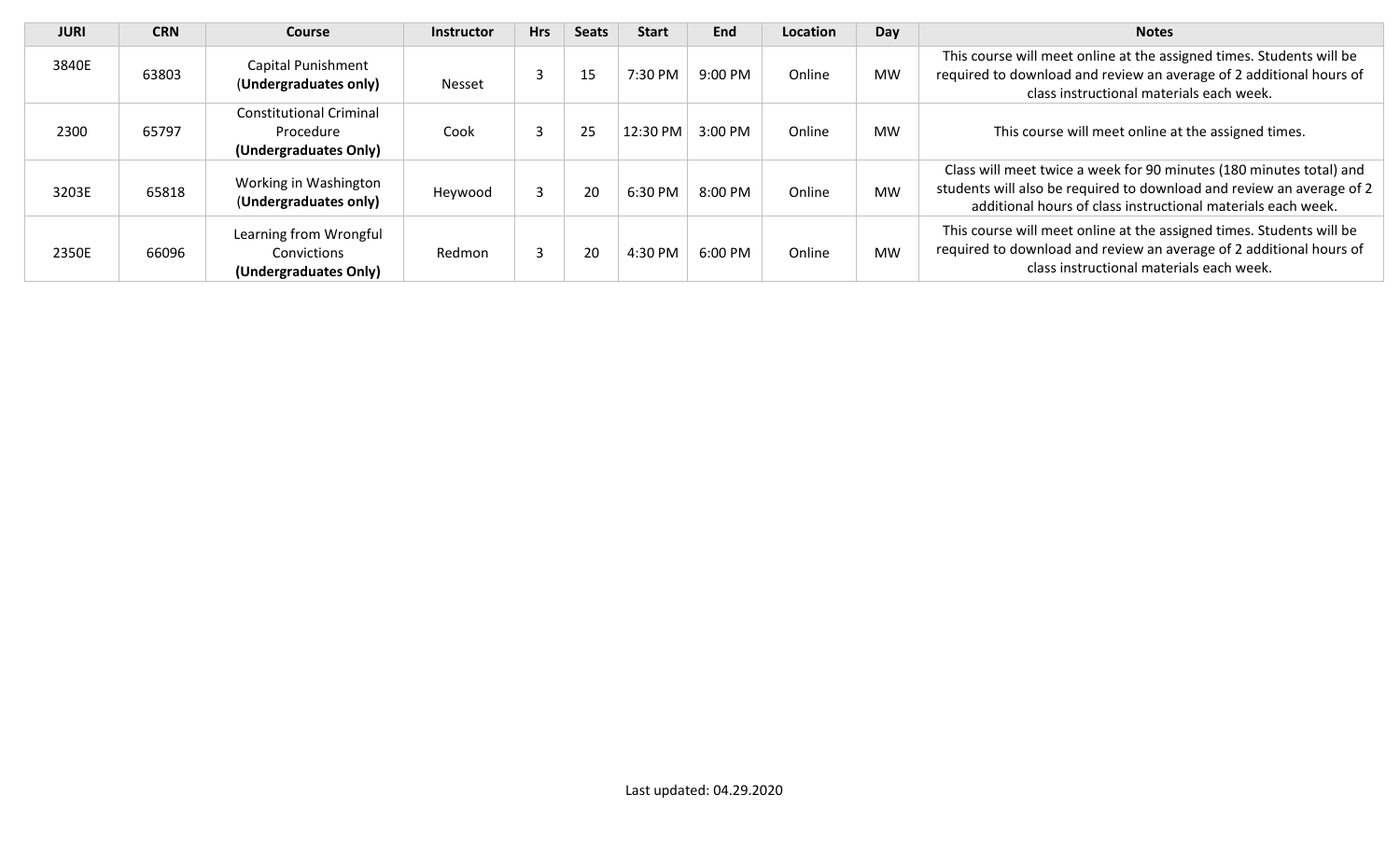| JURI | CRN | Course | Instructor | Hrs | Seats | Start | End | Location | Day | Notes |
|---|---|---|---|---|---|---|---|---|---|---|
| 3840E | 63803 | Capital Punishment (**Undergraduates only)** | Nesset | 3 | 15 | 7:30 PM | 9:00 PM | Online | MW | This course will meet online at the assigned times. Students will be required to download and review an average of 2 additional hours of class instructional materials each week. |
| 2300 | 65797 | Constitutional Criminal Procedure **(Undergraduates Only)** | Cook | 3 | 25 | 12:30 PM | 3:00 PM | Online | MW | This course will meet online at the assigned times. |
| 3203E | 65818 | Working in Washington (**Undergraduates only)** | Heywood | 3 | 20 | 6:30 PM | 8:00 PM | Online | MW | Class will meet twice a week for 90 minutes (180 minutes total) and students will also be required to download and review an average of 2 additional hours of class instructional materials each week. |
| 2350E | 66096 | Learning from Wrongful Convictions **(Undergraduates Only)** | Redmon | 3 | 20 | 4:30 PM | 6:00 PM | Online | MW | This course will meet online at the assigned times. Students will be required to download and review an average of 2 additional hours of class instructional materials each week. |

Last updated: 04.29.2020